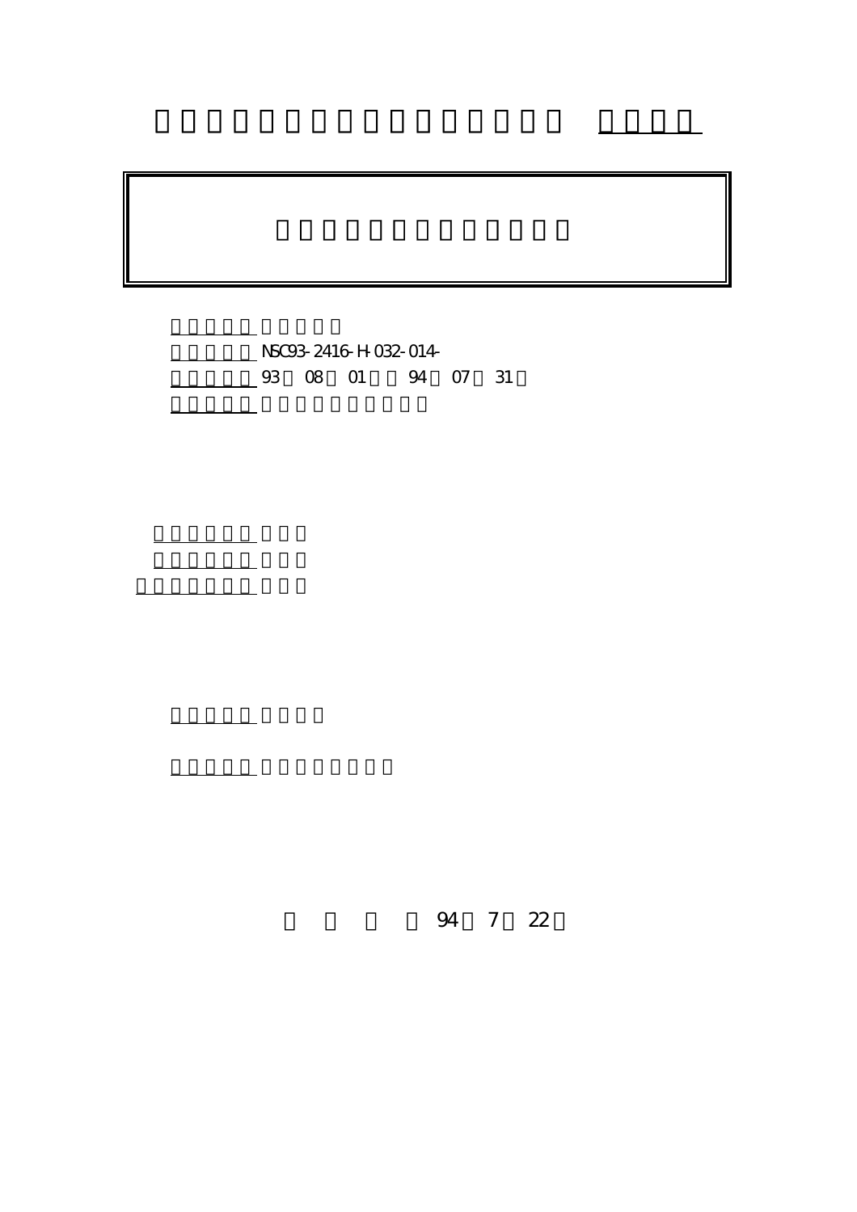NSC93-2416-H-032-014-

93 08 01 94 07 31

94 7 22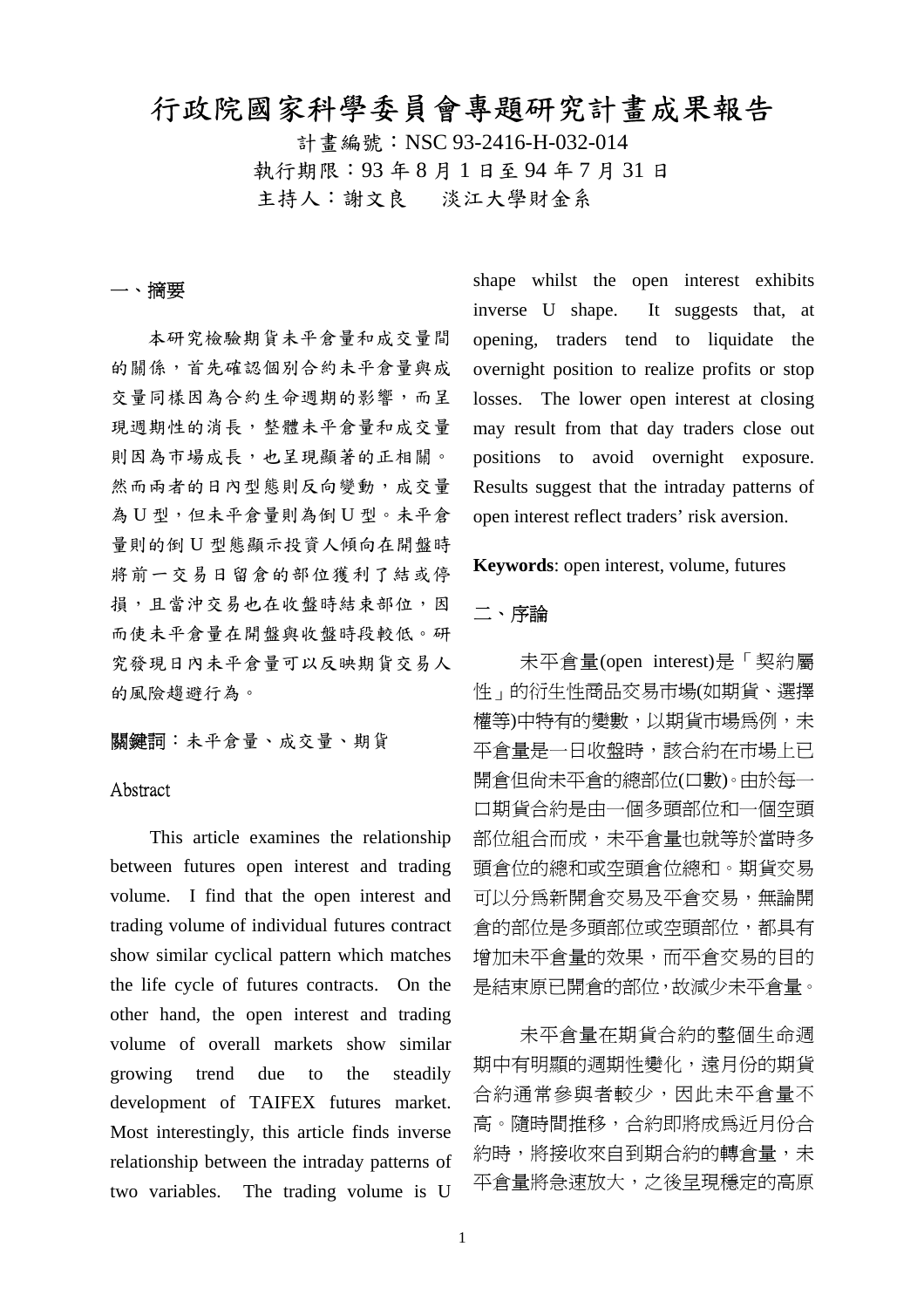# 行政院國家科學委員會專題研究計畫成果報告

計畫編號：NSC 93-2416-H-032-014

執行期限：93 年 8 月 1 日至 94 年 7 月 31 日

主持人：謝文良　淡江大學財金系

## 一、摘要

本研究檢驗期貨未平倉量和成交量間的關係，首先確認個別合約未平倉量與成交量同樣因為合約生命週期的影響，而呈現週期性的消長，整體未平倉量和成交量則因為市場成長，也呈現顯著的正相關。然而兩者的日內型態則反向變動，成交量為 U 型，但未平倉量則為倒 U 型。未平倉量則的倒 U 型態顯示投資人傾向在開盤時將前一交易日留倉的部位獲利了結或停損，且當沖交易也在收盤時結束部位，因而使未平倉量在開盤與收盤時段較低。研究發現日內未平倉量可以反映期貨交易人的風險趨避行為。

**關鍵詞**：未平倉量、成交量、期貨

### Abstract

This article examines the relationship between futures open interest and trading volume. I find that the open interest and trading volume of individual futures contract show similar cyclical pattern which matches the life cycle of futures contracts. On the other hand, the open interest and trading volume of overall markets show similar growing trend due to the steadily development of TAIFEX futures market. Most interestingly, this article finds inverse relationship between the intraday patterns of two variables. The trading volume is U shape whilst the open interest exhibits inverse U shape. It suggests that, at opening, traders tend to liquidate the overnight position to realize profits or stop losses. The lower open interest at closing may result from that day traders close out positions to avoid overnight exposure. Results suggest that the intraday patterns of open interest reflect traders' risk aversion.

**Keywords**: open interest, volume, futures

## 二、序論

未平倉量(open interest)是「契約屬性」的衍生性商品交易市場(如期貨、選擇權等)中特有的變數，以期貨市場為例，未平倉量是一日收盤時，該合約在市場上已開倉但尚未平倉的總部位(口數)。由於每一口期貨合約是由一個多頭部位和一個空頭部位組合而成，未平倉量也就等於當時多頭倉位的總和或空頭倉位總和。期貨交易可以分為新開倉交易及平倉交易，無論開倉的部位是多頭部位或空頭部位，都具有增加未平倉量的效果，而平倉交易的目的是結束原已開倉的部位，故減少未平倉量。

未平倉量在期貨合約的整個生命週期中有明顯的週期性變化，遠月份的期貨合約通常參與者較少，因此未平倉量不高。隨時間推移，合約即將成為近月份合約時，將接收來自到期合約的轉倉量，未平倉量將急速放大，之後呈現穩定的高原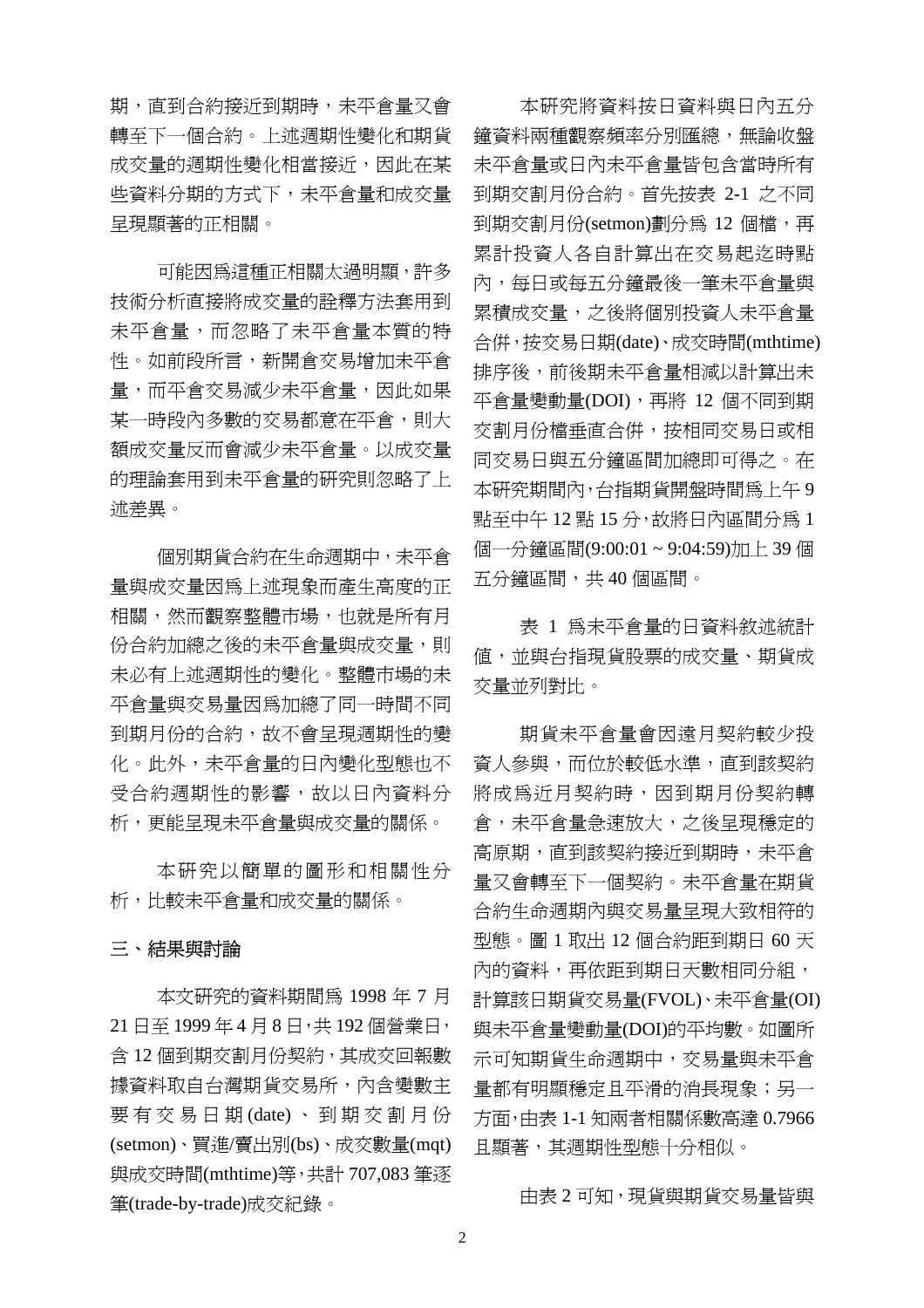期，直到合約接近到期時，未平倉量又會轉至下一個合約。上述週期性變化和期貨成交量的週期性變化相當接近，因此在某些資料分期的方式下，未平倉量和成交量呈現顯著的正相關。

可能因為這種正相關太過明顯，許多技術分析直接將成交量的詮釋方法套用到未平倉量，而忽略了未平倉量本質的特性。如前段所言，新開倉交易增加未平倉量，而平倉交易減少未平倉量，因此如果某一時段內多數的交易都意在平倉，則大額成交量反而會減少未平倉量。以成交量的理論套用到未平倉量的研究則忽略了上述差異。

個別期貨合約在生命週期中，未平倉量與成交量因為上述現象而產生高度的正相關，然而觀察整體市場，也就是所有月份合約加總之後的未平倉量與成交量，則未必有上述週期性的變化。整體市場的未平倉量與交易量因為加總了同一時間不同到期月份的合約，故不會呈現週期性的變化。此外，未平倉量的日內變化型態也不受合約週期性的影響，故以日內資料分析，更能呈現未平倉量與成交量的關係。

本研究以簡單的圖形和相關性分析，比較未平倉量和成交量的關係。

## 三、結果與討論

本文研究的資料期間為 1998 年 7 月 21 日至 1999 年 4 月 8 日，共 192 個營業日，含 12 個到期交割月份契約，其成交回報數據資料取自台灣期貨交易所，內含變數主要有交易日期(date)、到期交割月份(setmon)、買進/賣出別(bs)、成交數量(mqt)與成交時間(mthtime)等，共計 707,083 筆逐筆(trade-by-trade)成交紀錄。

本研究將資料按日資料與日內五分鐘資料兩種觀察頻率分別匯總，無論收盤未平倉量或日內未平倉量皆包含當時所有到期交割月份合約。首先按表 2-1 之不同到期交割月份(setmon)劃分為 12 個檔，再累計投資人各自計算出在交易起迄時點內，每日或每五分鐘最後一筆未平倉量與累積成交量，之後將個別投資人未平倉量合併，按交易日期(date)、成交時間(mthtime)排序後，前後期未平倉量相減以計算出未平倉量變動量(DOI)，再將 12 個不同到期交割月份檔垂直合併，按相同交易日或相同交易日與五分鐘區間加總即可得之。在本研究期間內，台指期貨開盤時間為上午 9 點至中午 12 點 15 分，故將日內區間分為 1 個一分鐘區間(9:00:01 ~ 9:04:59)加上 39 個五分鐘區間，共 40 個區間。

表 1 為未平倉量的日資料敘述統計值，並與台指現貨股票的成交量、期貨成交量並列對比。

期貨未平倉量會因遠月契約較少投資人參與，而位於較低水準，直到該契約將成為近月契約時，因到期月份契約轉倉，未平倉量急速放大，之後呈現穩定的高原期，直到該契約接近到期時，未平倉量又會轉至下一個契約。未平倉量在期貨合約生命週期內與交易量呈現大致相符的型態。圖 1 取出 12 個合約距到期日 60 天內的資料，再依距到期日天數相同分組，計算該日期貨交易量(FVOL)、未平倉量(OI)與未平倉量變動量(DOI)的平均數。如圖所示可知期貨生命週期中，交易量與未平倉量都有明顯穩定且平滑的消長現象；另一方面，由表 1-1 知兩者相關係數高達 0.7966 且顯著，其週期性型態十分相似。

由表 2 可知，現貨與期貨交易量皆與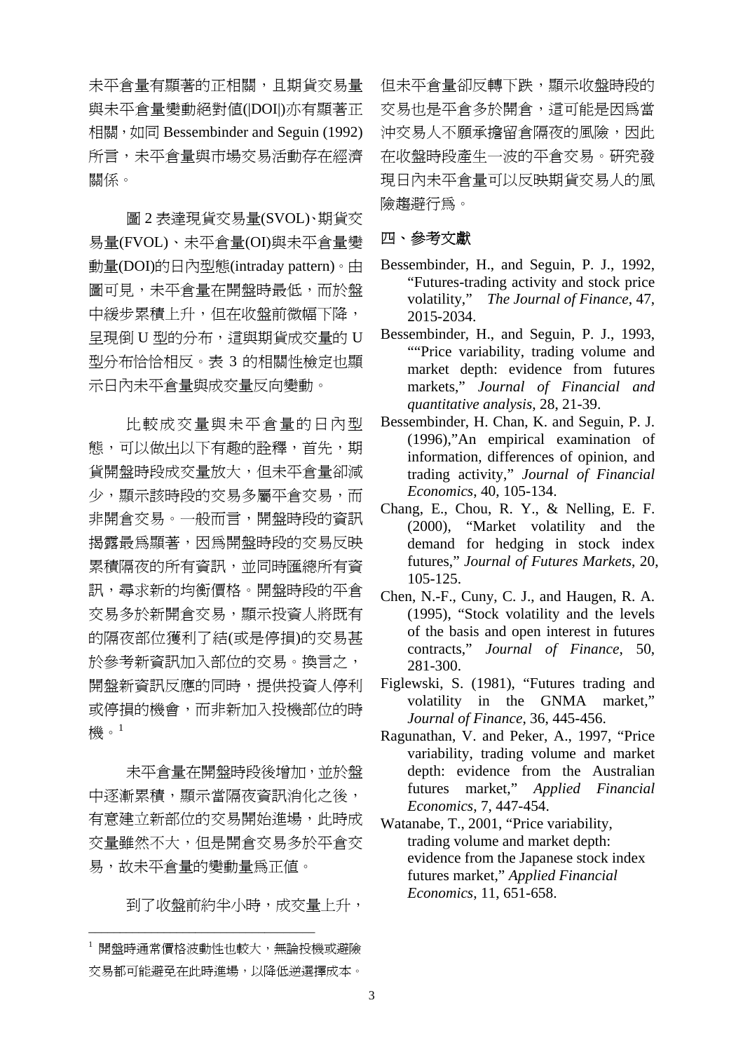未平倉量有顯著的正相關，且期貨交易量與未平倉量變動絕對值(|DOI|)亦有顯著正相關，如同 Bessembinder and Seguin (1992) 所言，未平倉量與市場交易活動存在經濟關係。

圖 2 表達現貨交易量(SVOL)、期貨交易量(FVOL)、未平倉量(OI)與未平倉量變動量(DOI)的日內型態(intraday pattern)。由圖可見，未平倉量在開盤時最低，而於盤中緩步累積上升，但在收盤前微幅下降，呈現倒 U 型的分布，這與期貨成交量的 U 型分布恰恰相反。表 3 的相關性檢定也顯示日內未平倉量與成交量反向變動。

比較成交量與未平倉量的日內型態，可以做出以下有趣的詮釋，首先，期貨開盤時段成交量放大，但未平倉量卻減少，顯示該時段的交易多屬平倉交易，而非開倉交易。一般而言，開盤時段的資訊揭露最為顯著，因為開盤時段的交易反映累積隔夜的所有資訊，並同時匯總所有資訊，尋求新的均衡價格。開盤時段的平倉交易多於新開倉交易，顯示投資人將既有的隔夜部位獲利了結(或是停損)的交易甚於參考新資訊加入部位的交易。換言之，開盤新資訊反應的同時，提供投資人停利或停損的機會，而非新加入投機部位的時機。[1]

未平倉量在開盤時段後增加，並於盤中逐漸累積，顯示當隔夜資訊消化之後，有意建立新部位的交易開始進場，此時成交量雖然不大，但是開倉交易多於平倉交易，故未平倉量的變動量為正值。

到了收盤前約半小時，成交量上升，但未平倉量卻反轉下跌，顯示收盤時段的交易也是平倉多於開倉，這可能是因為當沖交易人不願承擔留倉隔夜的風險，因此在收盤時段產生一波的平倉交易。研究發現日內未平倉量可以反映期貨交易人的風險趨避行為。

## 四、參考文獻

Bessembinder, H., and Seguin, P. J., 1992, "Futures-trading activity and stock price volatility," *The Journal of Finance*, 47, 2015-2034.

Bessembinder, H., and Seguin, P. J., 1993, ""Price variability, trading volume and market depth: evidence from futures markets," *Journal of Financial and quantitative analysis*, 28, 21-39.

Bessembinder, H. Chan, K. and Seguin, P. J. (1996),"An empirical examination of information, differences of opinion, and trading activity," *Journal of Financial Economics*, 40, 105-134.

Chang, E., Chou, R. Y., & Nelling, E. F. (2000), "Market volatility and the demand for hedging in stock index futures," *Journal of Futures Markets*, 20, 105-125.

Chen, N.-F., Cuny, C. J., and Haugen, R. A. (1995), "Stock volatility and the levels of the basis and open interest in futures contracts," *Journal of Finance*, 50, 281-300.

Figlewski, S. (1981), "Futures trading and volatility in the GNMA market," *Journal of Finance*, 36, 445-456.

Ragunathan, V. and Peker, A., 1997, "Price variability, trading volume and market depth: evidence from the Australian futures market," *Applied Financial Economics*, 7, 447-454.

Watanabe, T., 2001, "Price variability, trading volume and market depth: evidence from the Japanese stock index futures market," *Applied Financial Economics*, 11, 651-658.

---

[1] 開盤時通常價格波動性也較大，無論投機或避險交易都可能避免在此時進場，以降低逆選擇成本。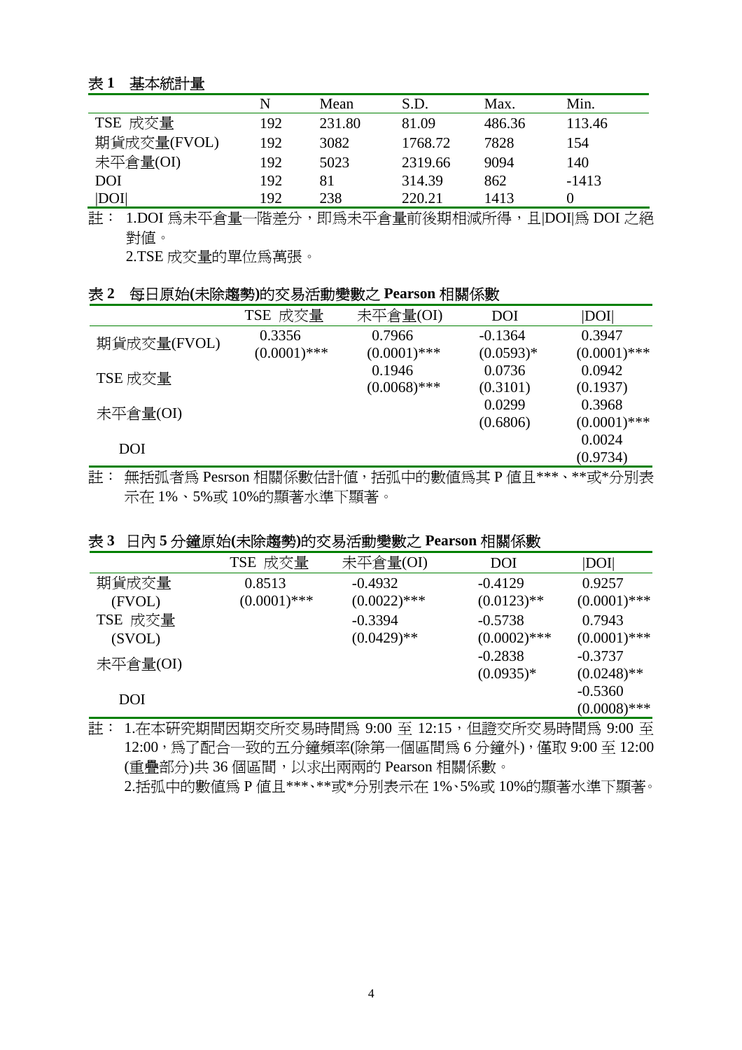**表 1　基本統計量**

| | N | Mean | S.D. | Max. | Min. |
|---|---|---|---|---|---|
| TSE 成交量 | 192 | 231.80 | 81.09 | 486.36 | 113.46 |
| 期貨成交量(FVOL) | 192 | 3082 | 1768.72 | 7828 | 154 |
| 未平倉量(OI) | 192 | 5023 | 2319.66 | 9094 | 140 |
| DOI | 192 | 81 | 314.39 | 862 | -1413 |
| \|DOI\| | 192 | 238 | 220.21 | 1413 | 0 |

註：1.DOI 為未平倉量一階差分，即為未平倉量前後期相減所得，且|DOI|為 DOI 之絕對值。

2.TSE 成交量的單位為萬張。

**表 2　每日原始(未除趨勢)的交易活動變數之 Pearson 相關係數**

| | TSE 成交量 | 未平倉量(OI) | DOI | \|DOI\| |
|---|---|---|---|---|
| 期貨成交量(FVOL) | 0.3356<br>(0.0001)*** | 0.7966<br>(0.0001)*** | -0.1364<br>(0.0593)* | 0.3947<br>(0.0001)*** |
| TSE 成交量 | | 0.1946<br>(0.0068)*** | 0.0736<br>(0.3101) | 0.0942<br>(0.1937) |
| 未平倉量(OI) | | | 0.0299<br>(0.6806) | 0.3968<br>(0.0001)*** |
| DOI | | | | 0.0024<br>(0.9734) |

註：無括弧者為 Pesrson 相關係數估計值，括弧中的數值為其 P 值且***、**或*分別表示在 1%、5%或 10%的顯著水準下顯著。

**表 3　日內 5 分鐘原始(未除趨勢)的交易活動變數之 Pearson 相關係數**

| | TSE 成交量 | 未平倉量(OI) | DOI | \|DOI\| |
|---|---|---|---|---|
| 期貨成交量<br>(FVOL) | 0.8513<br>(0.0001)*** | -0.4932<br>(0.0022)*** | -0.4129<br>(0.0123)** | 0.9257<br>(0.0001)*** |
| TSE 成交量<br>(SVOL) | | -0.3394<br>(0.0429)** | -0.5738<br>(0.0002)*** | 0.7943<br>(0.0001)*** |
| 未平倉量(OI) | | | -0.2838<br>(0.0935)* | -0.3737<br>(0.0248)** |
| DOI | | | | -0.5360<br>(0.0008)*** |

註：1.在本研究期間因期交所交易時間為 9:00 至 12:15，但證交所交易時間為 9:00 至 12:00，為了配合一致的五分鐘頻率(除第一個區間為 6 分鐘外)，僅取 9:00 至 12:00 (重疊部分)共 36 個區間，以求出兩兩的 Pearson 相關係數。

2.括弧中的數值為 P 值且***、**或*分別表示在 1%、5%或 10%的顯著水準下顯著。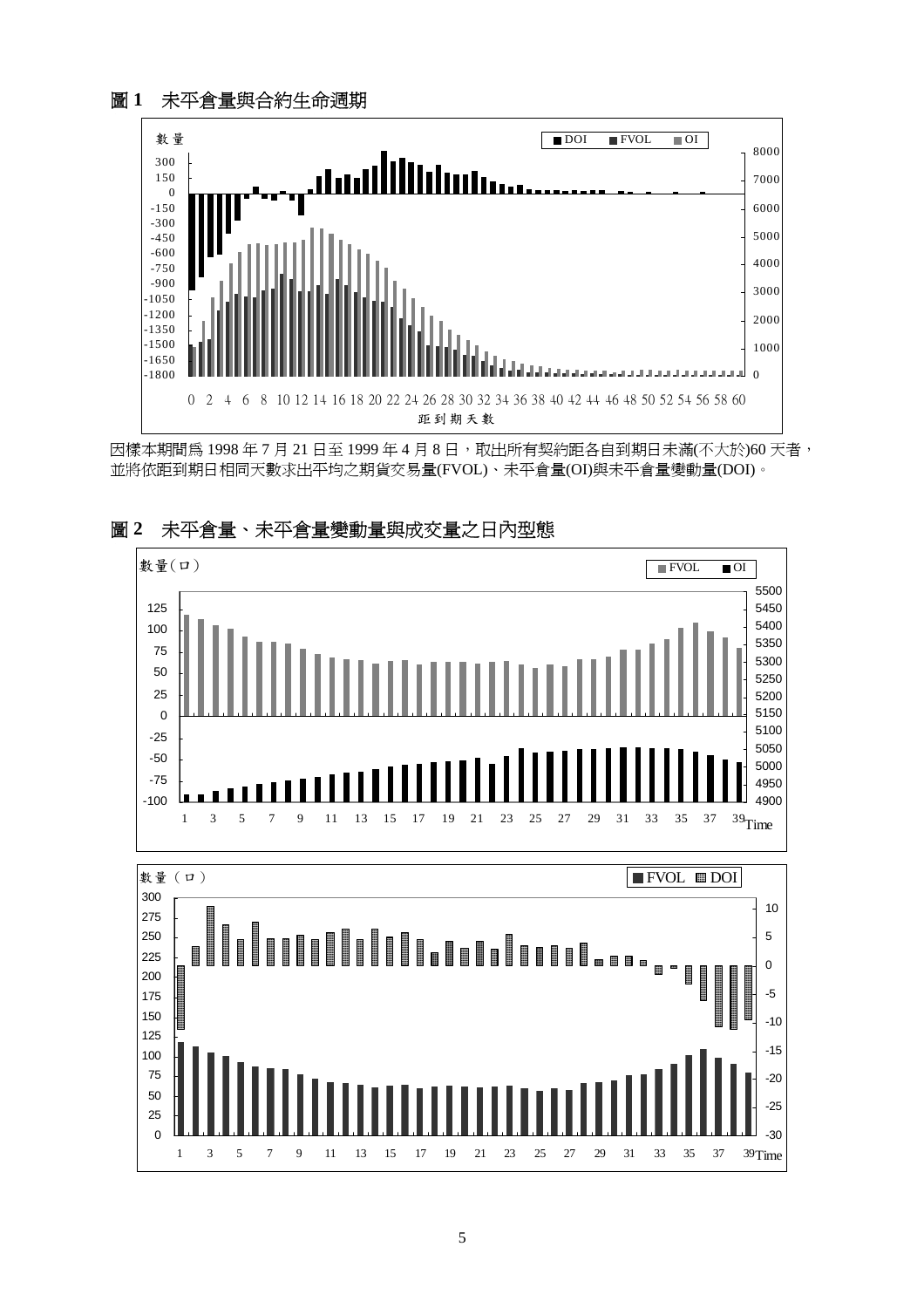**圖 1**　未平倉量與合約生命週期

數 量

DOI　FVOL　OI

300
150
0
-150
-300
-450
-600
-750
-900
-1050
-1200
-1350
-1500
-1650
-1800

8000
7000
6000
5000
4000
3000
2000
1000
0

0 2 4 6 8 10 12 14 16 18 20 22 24 26 28 30 32 34 36 38 40 42 44 46 48 50 52 54 56 58 60

距 到 期 天 數

因樣本期間為 1998 年 7 月 21 日至 1999 年 4 月 8 日，取出所有契約距各自到期日未滿(不大於)60 天者，並將依距到期日相同天數求出平均之期貨交易量(FVOL)、未平倉量(OI)與未平倉量變動量(DOI)。

**圖 2**　未平倉量、未平倉量變動量與成交量之日內型態

數量(口)

FVOL　OI

125
100
75
50
25
0
-25
-50
-75
-100

5500
5450
5400
5350
5300
5250
5200
5150
5100
5050
5000
4950
4900

1 3 5 7 9 11 13 15 17 19 21 23 25 27 29 31 33 35 37 39 Time

數 量 （ 口 ）

FVOL　DOI

300
275
250
225
200
175
150
125
100
75
50
25
0

10
5
0
-5
-10
-15
-20
-25
-30

1 3 5 7 9 11 13 15 17 19 21 23 25 27 29 31 33 35 37 39 Time